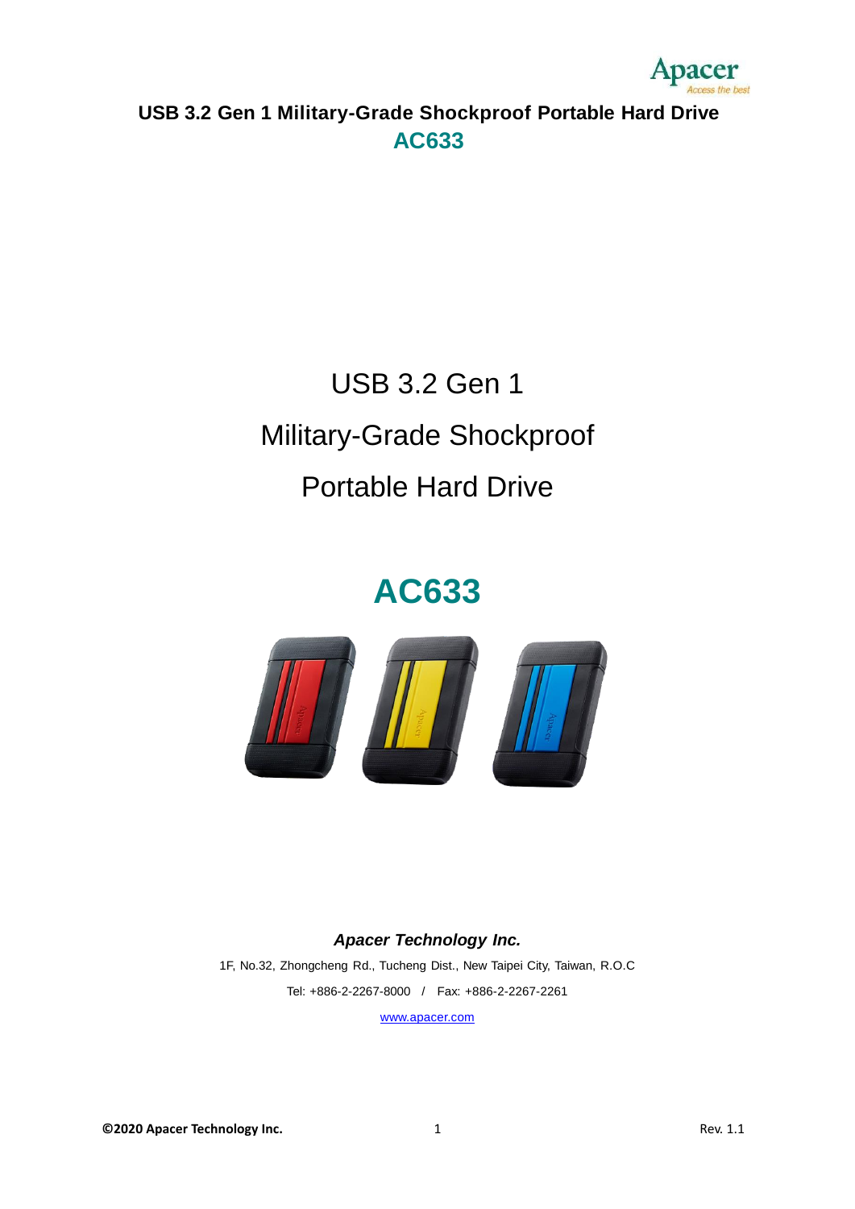# USB 3.2 Gen 1 Military-Grade Shockproof Portable Hard Drive

## AC633

USB 3.2 Gen 1

Military-Grade Shockproof

Portable Hard Drive

# AC633

***Apacer Technology Inc.***

1F, No.32, Zhongcheng Rd., Tucheng Dist., New Taipei City, Taiwan, R.O.C

Tel: +886-2-2267-8000 / Fax: +886-2-2267-2261

www.apacer.com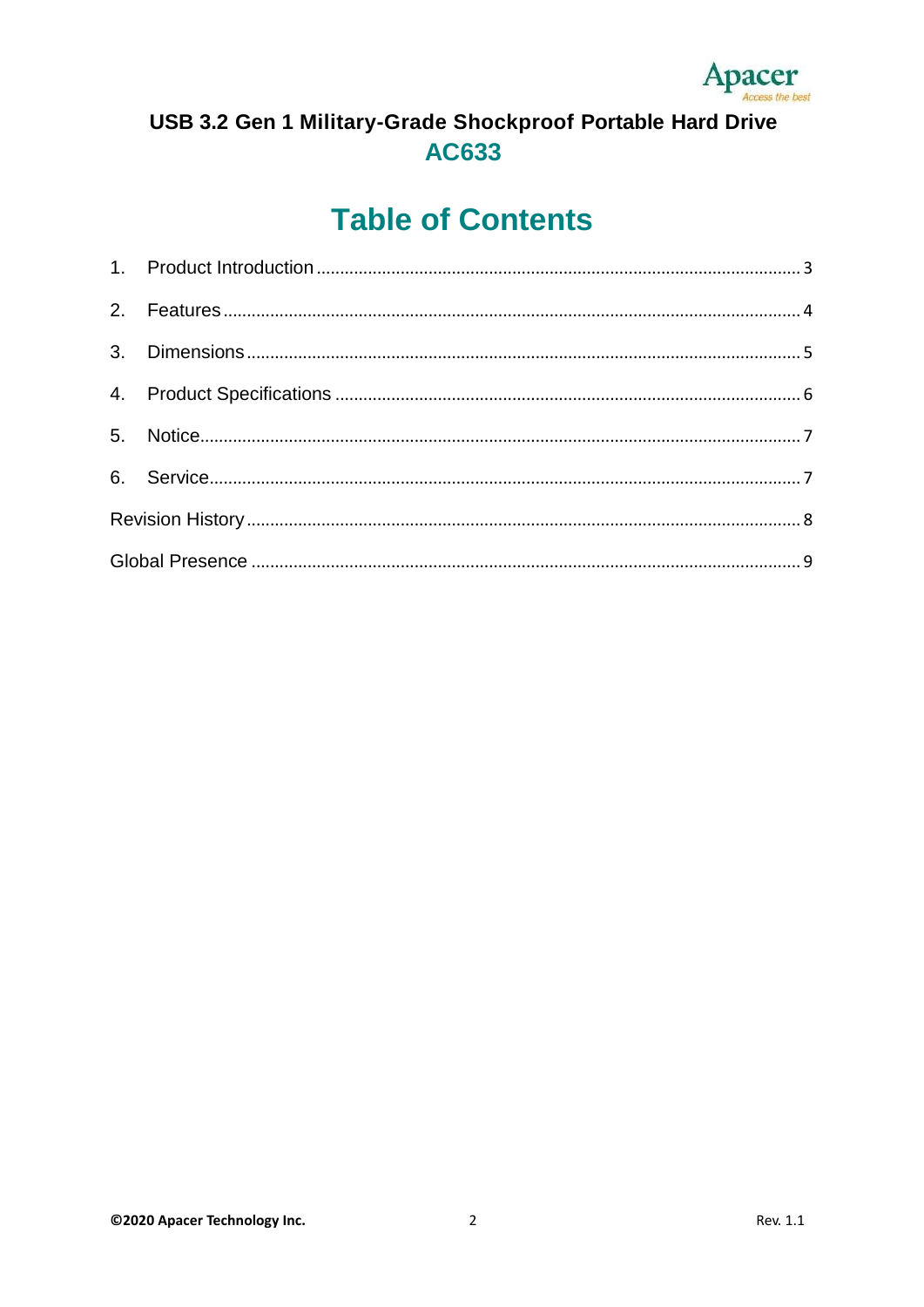USB 3.2 Gen 1 Military-Grade Shockproof Portable Hard Drive

**AC633**

# Table of Contents

1. Product Introduction ........ 3
2. Features ........ 4
3. Dimensions ........ 5
4. Product Specifications ........ 6
5. Notice ........ 7
6. Service ........ 7

Revision History ........ 8

Global Presence ........ 9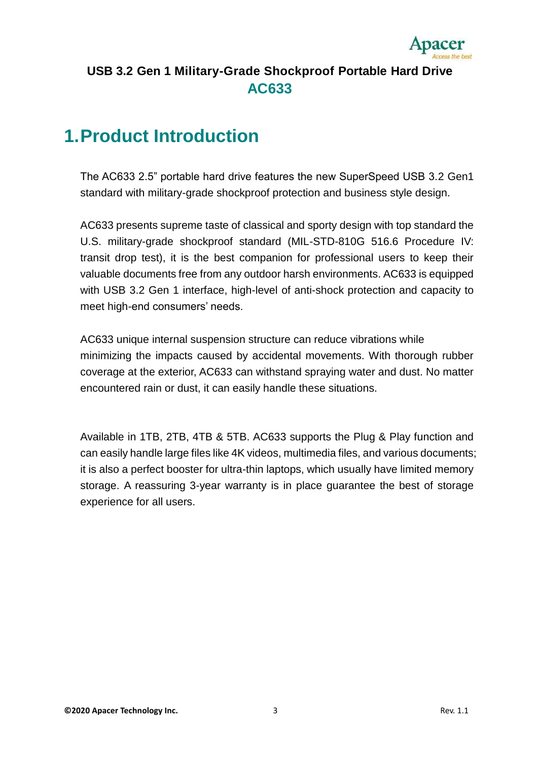**USB 3.2 Gen 1 Military-Grade Shockproof Portable Hard Drive**
**AC633**

# 1.Product Introduction

The AC633 2.5" portable hard drive features the new SuperSpeed USB 3.2 Gen1 standard with military-grade shockproof protection and business style design.

AC633 presents supreme taste of classical and sporty design with top standard the U.S. military-grade shockproof standard (MIL-STD-810G 516.6 Procedure IV: transit drop test), it is the best companion for professional users to keep their valuable documents free from any outdoor harsh environments. AC633 is equipped with USB 3.2 Gen 1 interface, high-level of anti-shock protection and capacity to meet high-end consumers' needs.

AC633 unique internal suspension structure can reduce vibrations while minimizing the impacts caused by accidental movements. With thorough rubber coverage at the exterior, AC633 can withstand spraying water and dust. No matter encountered rain or dust, it can easily handle these situations.

Available in 1TB, 2TB, 4TB & 5TB. AC633 supports the Plug & Play function and can easily handle large files like 4K videos, multimedia files, and various documents; it is also a perfect booster for ultra-thin laptops, which usually have limited memory storage. A reassuring 3-year warranty is in place guarantee the best of storage experience for all users.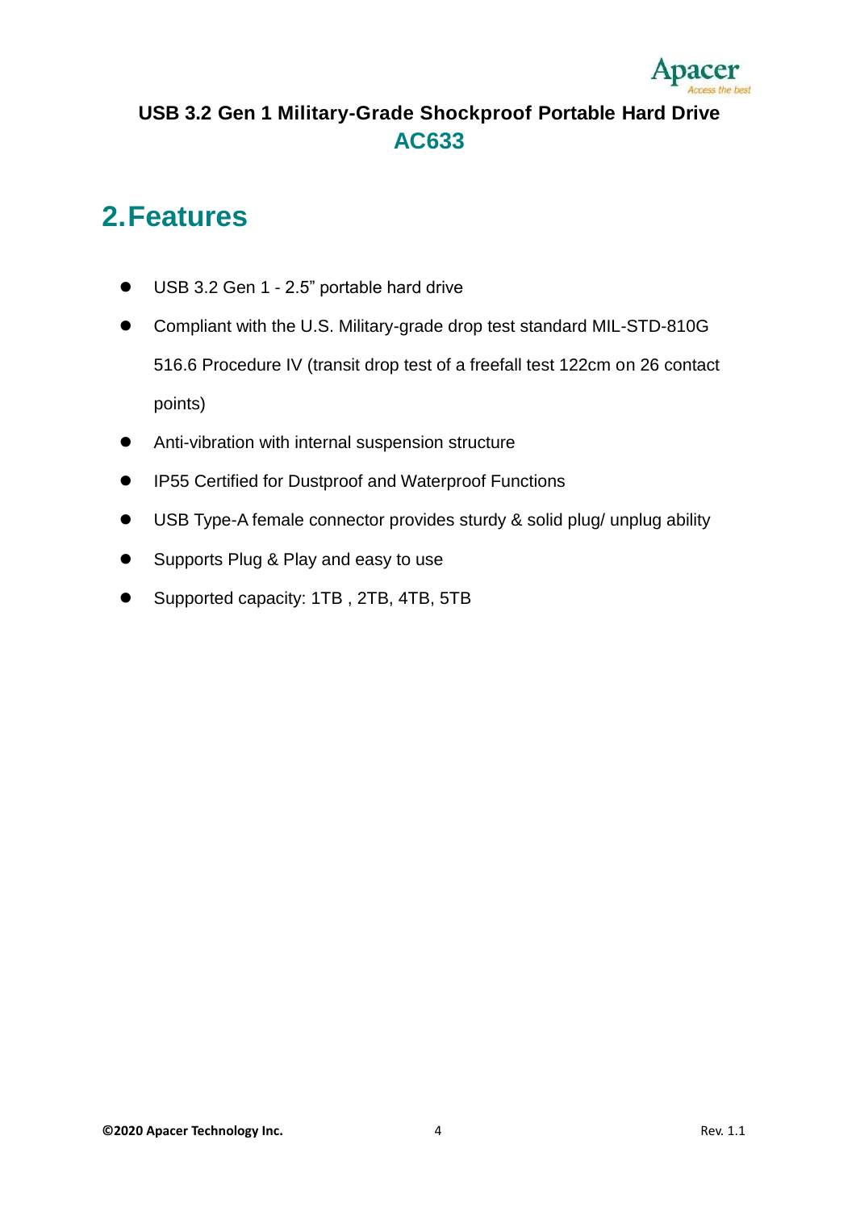## 2. Features

- USB 3.2 Gen 1 - 2.5” portable hard drive
- Compliant with the U.S. Military-grade drop test standard MIL-STD-810G 516.6 Procedure IV (transit drop test of a freefall test 122cm on 26 contact points)
- Anti-vibration with internal suspension structure
- IP55 Certified for Dustproof and Waterproof Functions
- USB Type-A female connector provides sturdy & solid plug/ unplug ability
- Supports Plug & Play and easy to use
- Supported capacity: 1TB , 2TB, 4TB, 5TB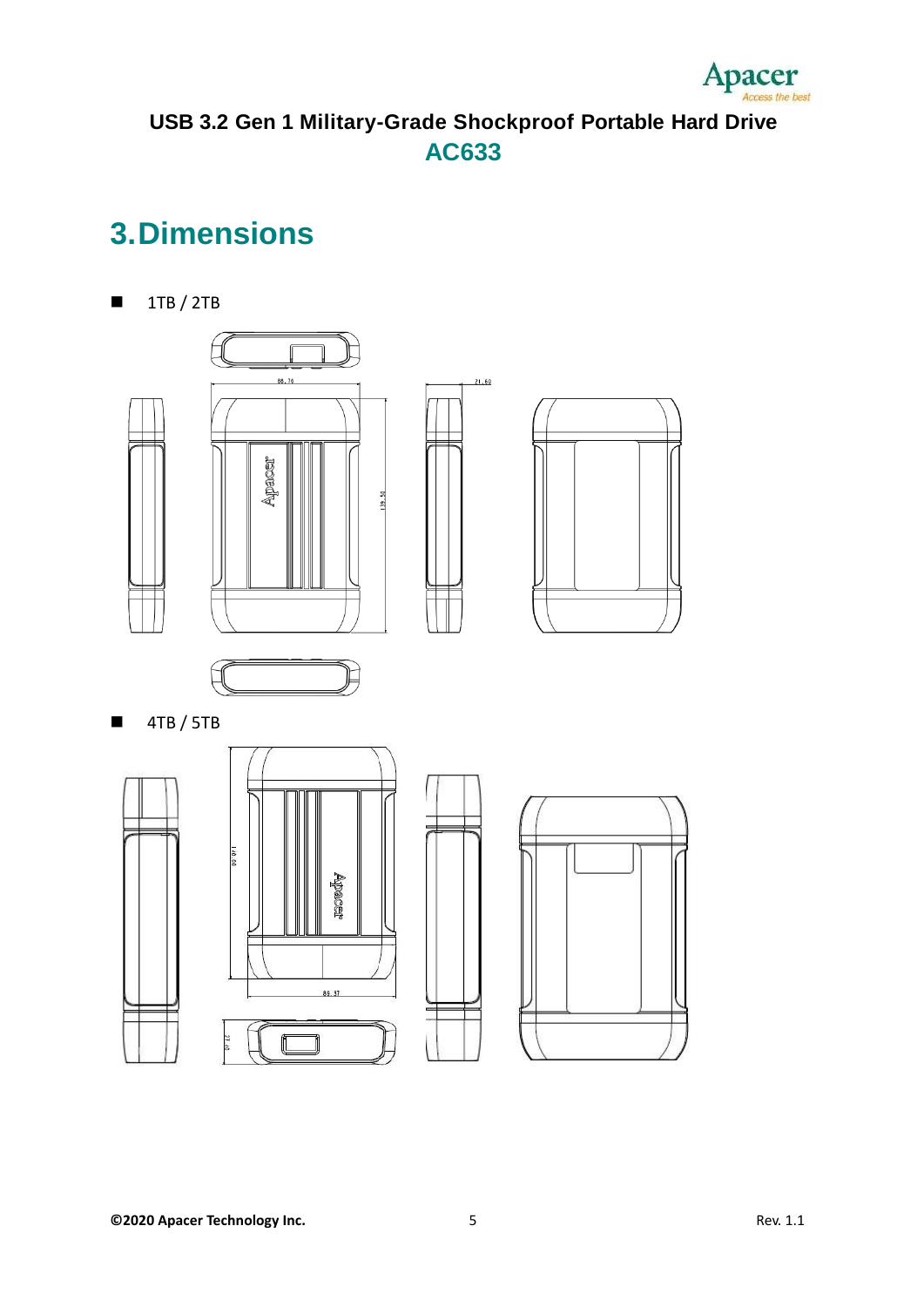# 3. Dimensions

- 1TB / 2TB

- 4TB / 5TB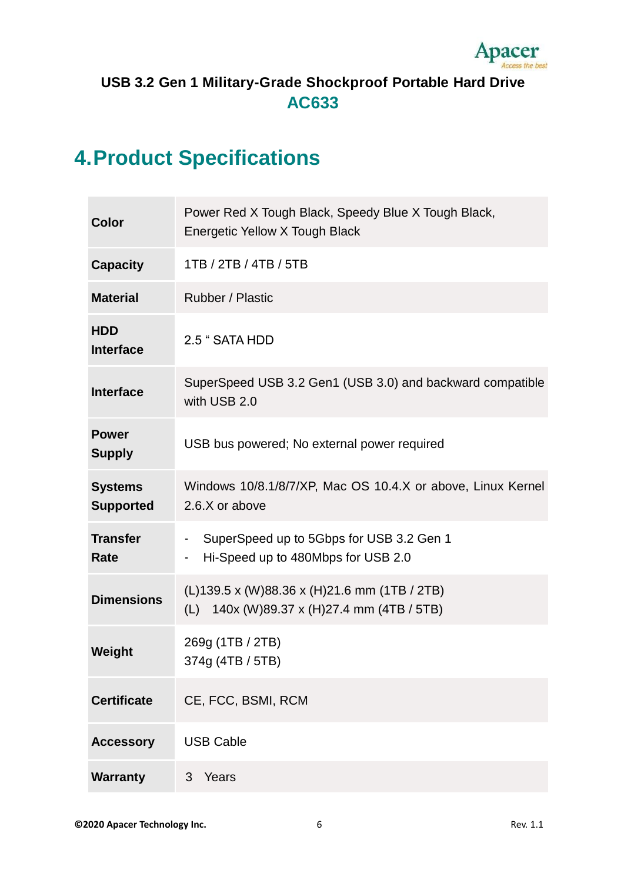**USB 3.2 Gen 1 Military-Grade Shockproof Portable Hard Drive**

**AC633**

# 4.Product Specifications

| | |
|---|---|
| **Color** | Power Red X Tough Black, Speedy Blue X Tough Black, Energetic Yellow X Tough Black |
| **Capacity** | 1TB / 2TB / 4TB / 5TB |
| **Material** | Rubber / Plastic |
| **HDD Interface** | 2.5 " SATA HDD |
| **Interface** | SuperSpeed USB 3.2 Gen1 (USB 3.0) and backward compatible with USB 2.0 |
| **Power Supply** | USB bus powered; No external power required |
| **Systems Supported** | Windows 10/8.1/8/7/XP, Mac OS 10.4.X or above, Linux Kernel 2.6.X or above |
| **Transfer Rate** | - SuperSpeed up to 5Gbps for USB 3.2 Gen 1<br>- Hi-Speed up to 480Mbps for USB 2.0 |
| **Dimensions** | (L)139.5 x (W)88.36 x (H)21.6 mm (1TB / 2TB)<br>(L) 140x (W)89.37 x (H)27.4 mm (4TB / 5TB) |
| **Weight** | 269g (1TB / 2TB)<br>374g (4TB / 5TB) |
| **Certificate** | CE, FCC, BSMI, RCM |
| **Accessory** | USB Cable |
| **Warranty** | 3 Years |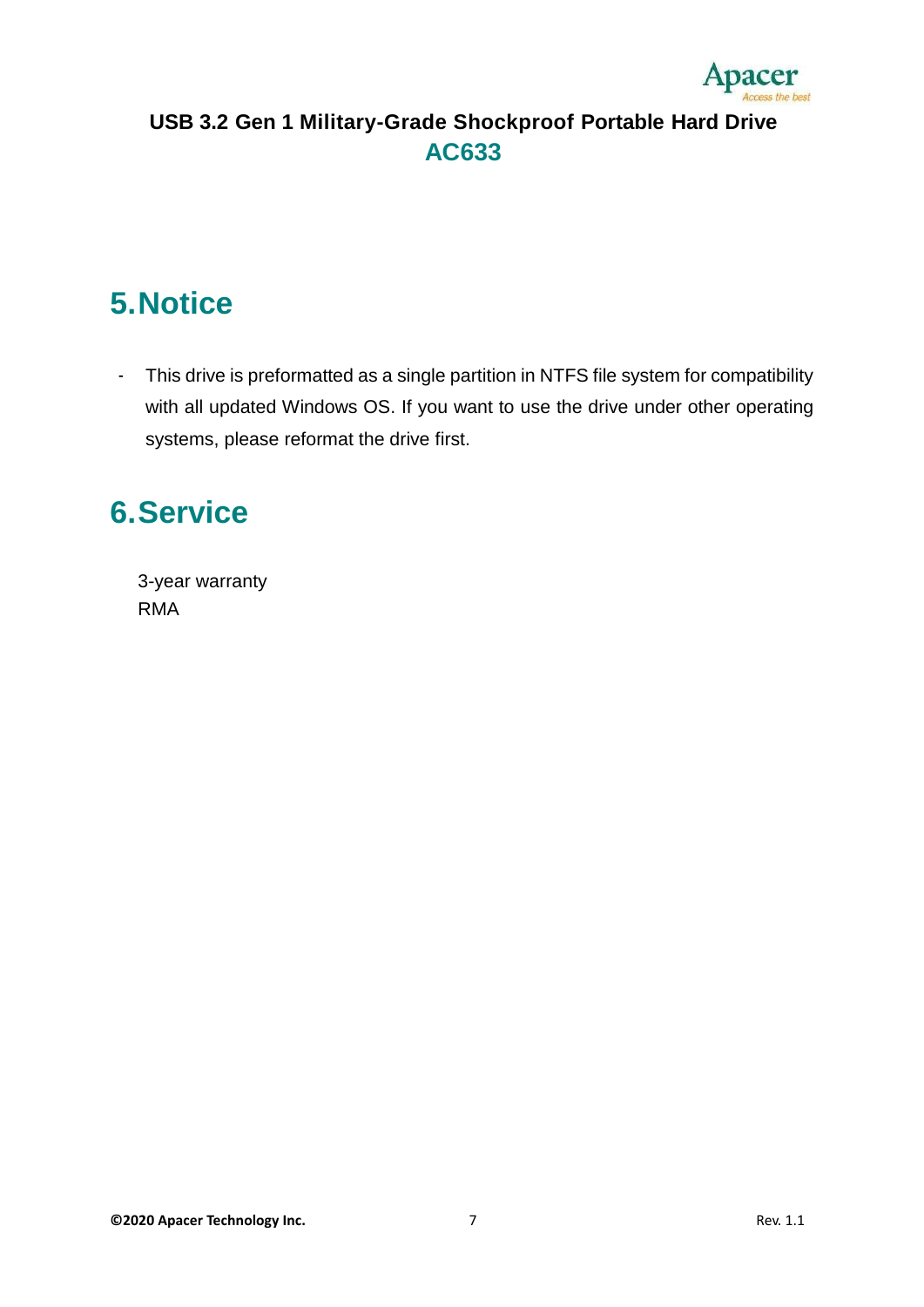# 5. Notice

- This drive is preformatted as a single partition in NTFS file system for compatibility with all updated Windows OS. If you want to use the drive under other operating systems, please reformat the drive first.

# 6. Service

3-year warranty
RMA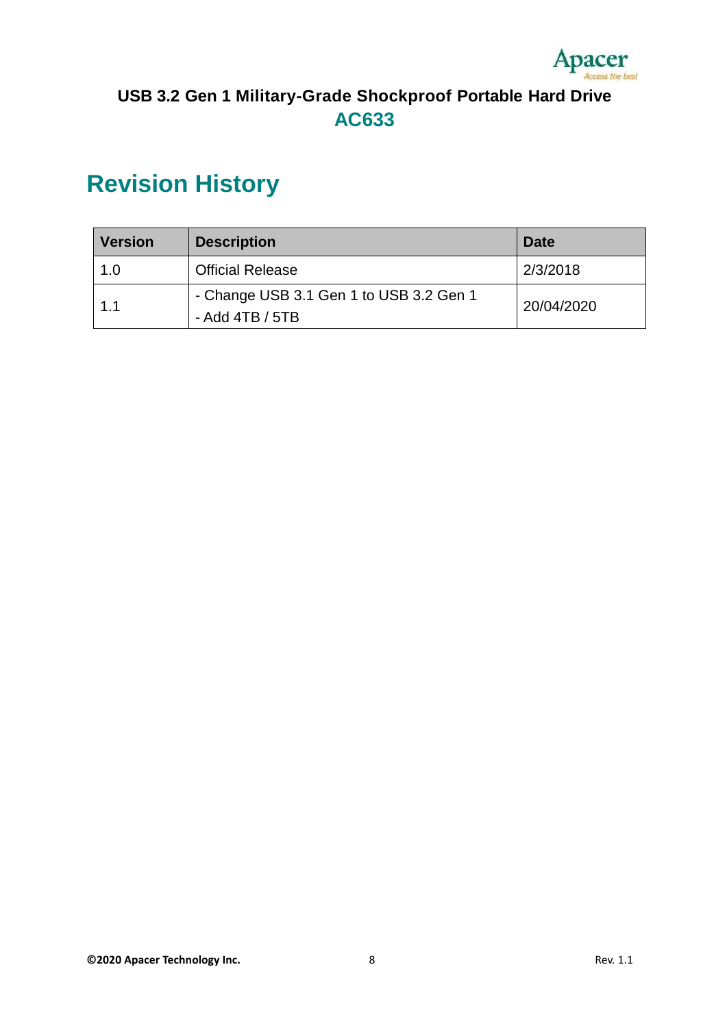**USB 3.2 Gen 1 Military-Grade Shockproof Portable Hard Drive**

**AC633**

# Revision History

| Version | Description | Date |
|---|---|---|
| 1.0 | Official Release | 2/3/2018 |
| 1.1 | - Change USB 3.1 Gen 1 to USB 3.2 Gen 1<br>- Add 4TB / 5TB | 20/04/2020 |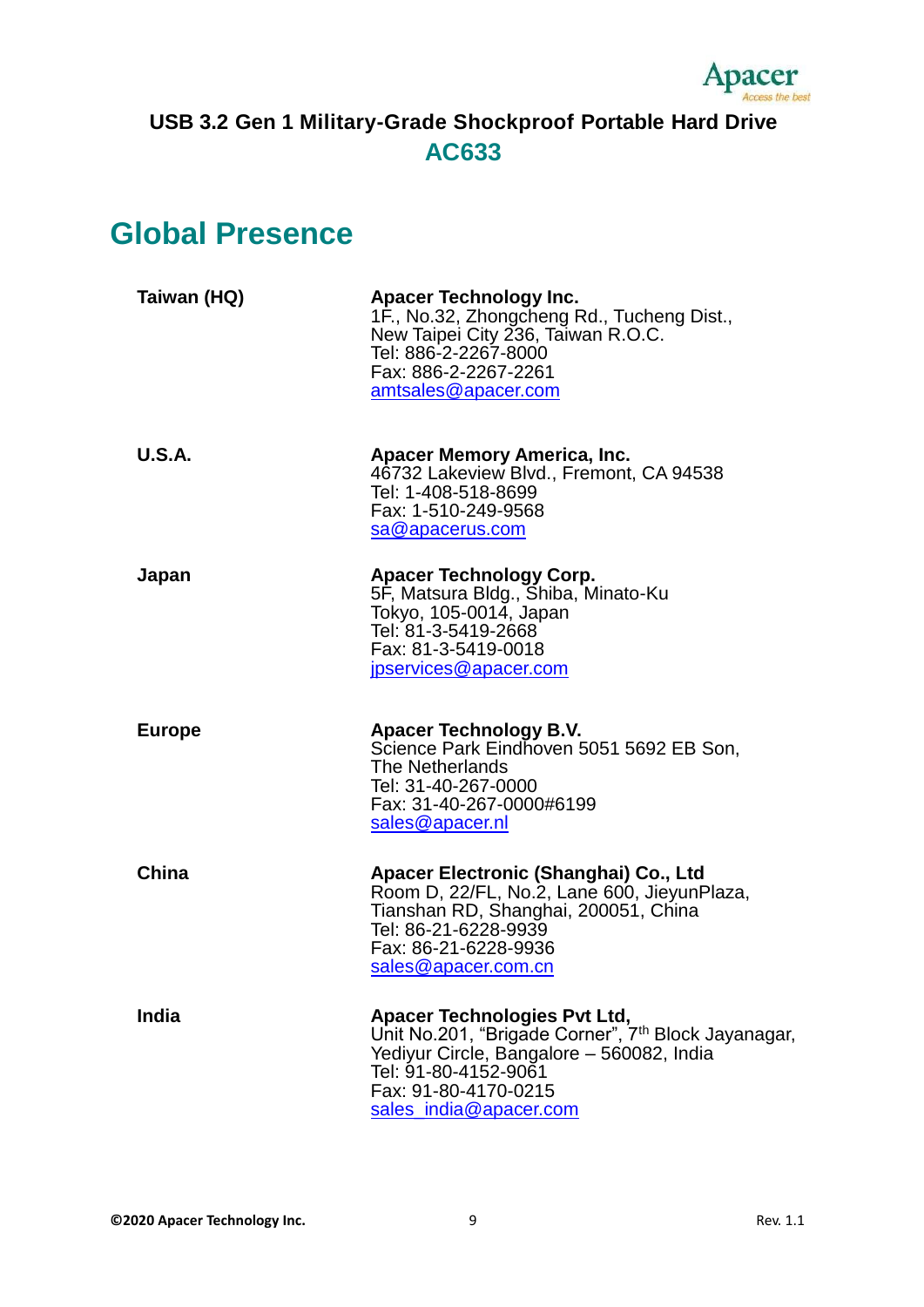USB 3.2 Gen 1 Military-Grade Shockproof Portable Hard Drive

AC633

# Global Presence

| | |
|---|---|
| **Taiwan (HQ)** | **Apacer Technology Inc.**<br>1F., No.32, Zhongcheng Rd., Tucheng Dist.,<br>New Taipei City 236, Taiwan R.O.C.<br>Tel: 886-2-2267-8000<br>Fax: 886-2-2267-2261<br>amtsales@apacer.com |
| **U.S.A.** | **Apacer Memory America, Inc.**<br>46732 Lakeview Blvd., Fremont, CA 94538<br>Tel: 1-408-518-8699<br>Fax: 1-510-249-9568<br>sa@apacerus.com |
| **Japan** | **Apacer Technology Corp.**<br>5F, Matsura Bldg., Shiba, Minato-Ku<br>Tokyo, 105-0014, Japan<br>Tel: 81-3-5419-2668<br>Fax: 81-3-5419-0018<br>jpservices@apacer.com |
| **Europe** | **Apacer Technology B.V.**<br>Science Park Eindhoven 5051 5692 EB Son,<br>The Netherlands<br>Tel: 31-40-267-0000<br>Fax: 31-40-267-0000#6199<br>sales@apacer.nl |
| **China** | **Apacer Electronic (Shanghai) Co., Ltd**<br>Room D, 22/FL, No.2, Lane 600, JieyunPlaza,<br>Tianshan RD, Shanghai, 200051, China<br>Tel: 86-21-6228-9939<br>Fax: 86-21-6228-9936<br>sales@apacer.com.cn |
| **India** | **Apacer Technologies Pvt Ltd,**<br>Unit No.201, "Brigade Corner", 7th Block Jayanagar,<br>Yediyur Circle, Bangalore – 560082, India<br>Tel: 91-80-4152-9061<br>Fax: 91-80-4170-0215<br>sales_india@apacer.com |